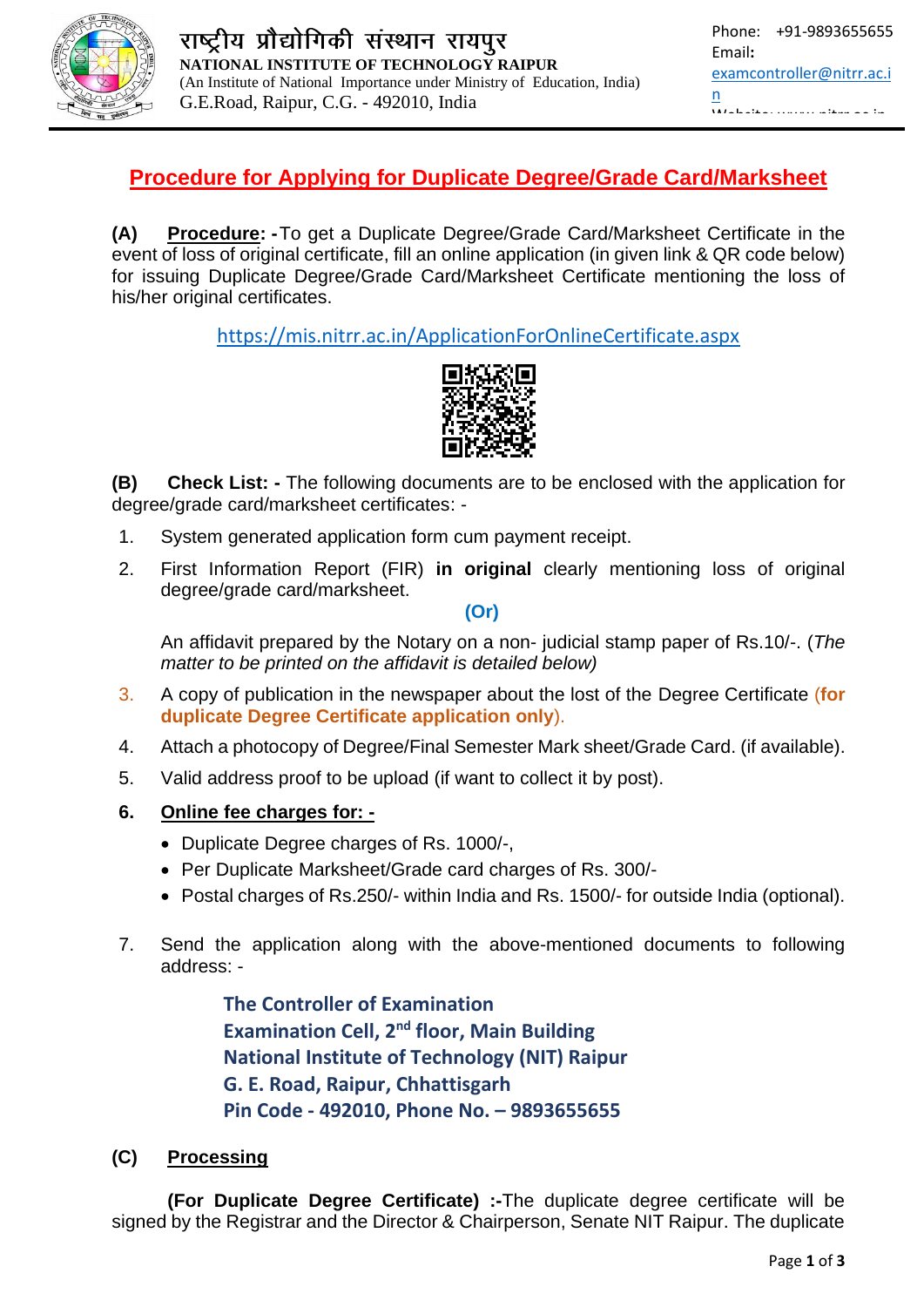राष्ट्रीय प्रौद्योगिकी संस्थान रायपुर
**NATIONAL INSTITUTE OF TECHNOLOGY RAIPUR**
(An Institute of National Importance under Ministry of Education, India)
G.E.Road, Raipur, C.G. - 492010, India

Phone: +91-9893655655
Email: examcontroller@nitrr.ac.in

# Procedure for Applying for Duplicate Degree/Grade Card/Marksheet

**(A) Procedure: -** To get a Duplicate Degree/Grade Card/Marksheet Certificate in the event of loss of original certificate, fill an online application (in given link & QR code below) for issuing Duplicate Degree/Grade Card/Marksheet Certificate mentioning the loss of his/her original certificates.

https://mis.nitrr.ac.in/ApplicationForOnlineCertificate.aspx

**(B) Check List: -** The following documents are to be enclosed with the application for degree/grade card/marksheet certificates: -

1. System generated application form cum payment receipt.
2. First Information Report (FIR) **in original** clearly mentioning loss of original degree/grade card/marksheet.

   **(Or)**

   An affidavit prepared by the Notary on a non- judicial stamp paper of Rs.10/-. (*The matter to be printed on the affidavit is detailed below)*
3. A copy of publication in the newspaper about the lost of the Degree Certificate (**for duplicate Degree Certificate application only**).
4. Attach a photocopy of Degree/Final Semester Mark sheet/Grade Card. (if available).
5. Valid address proof to be upload (if want to collect it by post).
6. **Online fee charges for: -**
   - Duplicate Degree charges of Rs. 1000/-,
   - Per Duplicate Marksheet/Grade card charges of Rs. 300/-
   - Postal charges of Rs.250/- within India and Rs. 1500/- for outside India (optional).
7. Send the application along with the above-mentioned documents to following address: -

   **The Controller of Examination**
   **Examination Cell, 2nd floor, Main Building**
   **National Institute of Technology (NIT) Raipur**
   **G. E. Road, Raipur, Chhattisgarh**
   **Pin Code - 492010, Phone No. – 9893655655**

**(C) Processing**

**(For Duplicate Degree Certificate) :-** The duplicate degree certificate will be signed by the Registrar and the Director & Chairperson, Senate NIT Raipur. The duplicate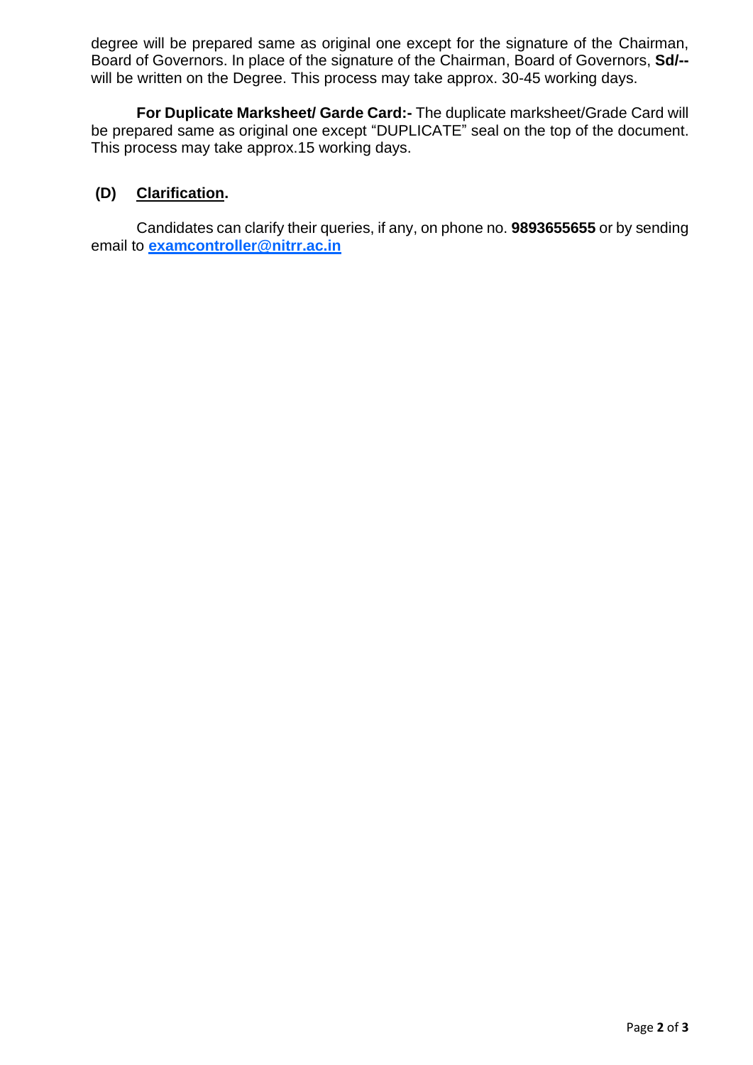degree will be prepared same as original one except for the signature of the Chairman, Board of Governors. In place of the signature of the Chairman, Board of Governors, **Sd/--** will be written on the Degree. This process may take approx. 30-45 working days.

**For Duplicate Marksheet/ Garde Card:-** The duplicate marksheet/Grade Card will be prepared same as original one except "DUPLICATE" seal on the top of the document. This process may take approx.15 working days.

**(D) Clarification.**

Candidates can clarify their queries, if any, on phone no. **9893655655** or by sending email to **examcontroller@nitrr.ac.in**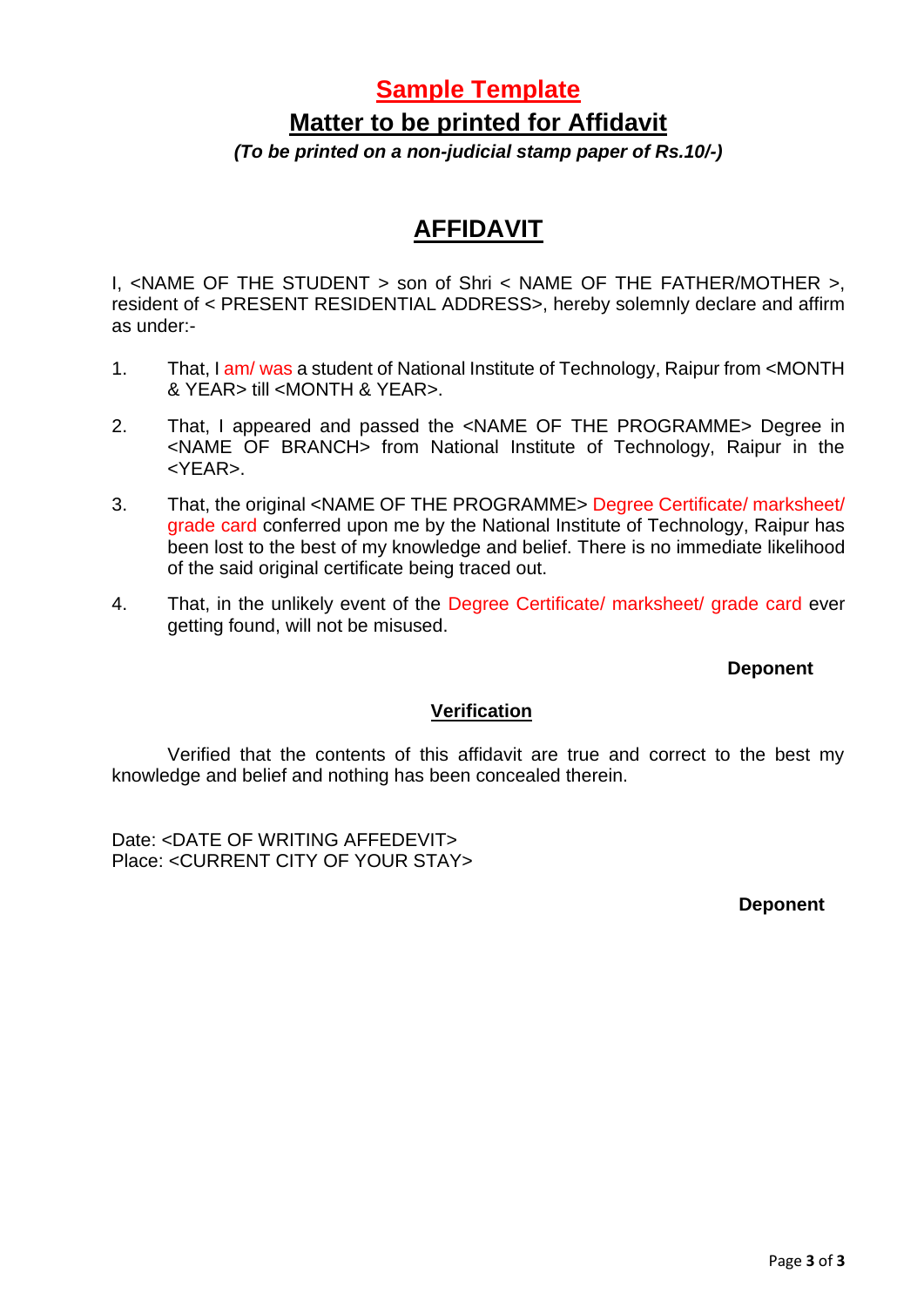## Sample Template

## Matter to be printed for Affidavit

***(To be printed on a non-judicial stamp paper of Rs.10/-)***

# AFFIDAVIT

I, <NAME OF THE STUDENT > son of Shri < NAME OF THE FATHER/MOTHER >, resident of < PRESENT RESIDENTIAL ADDRESS>, hereby solemnly declare and affirm as under:-

1. That, I am/ was a student of National Institute of Technology, Raipur from <MONTH & YEAR> till <MONTH & YEAR>.

2. That, I appeared and passed the <NAME OF THE PROGRAMME> Degree in <NAME OF BRANCH> from National Institute of Technology, Raipur in the <YEAR>.

3. That, the original <NAME OF THE PROGRAMME> Degree Certificate/ marksheet/ grade card conferred upon me by the National Institute of Technology, Raipur has been lost to the best of my knowledge and belief. There is no immediate likelihood of the said original certificate being traced out.

4. That, in the unlikely event of the Degree Certificate/ marksheet/ grade card ever getting found, will not be misused.

**Deponent**

## Verification

Verified that the contents of this affidavit are true and correct to the best my knowledge and belief and nothing has been concealed therein.

Date: <DATE OF WRITING AFFEDEVIT>
Place: <CURRENT CITY OF YOUR STAY>

**Deponent**